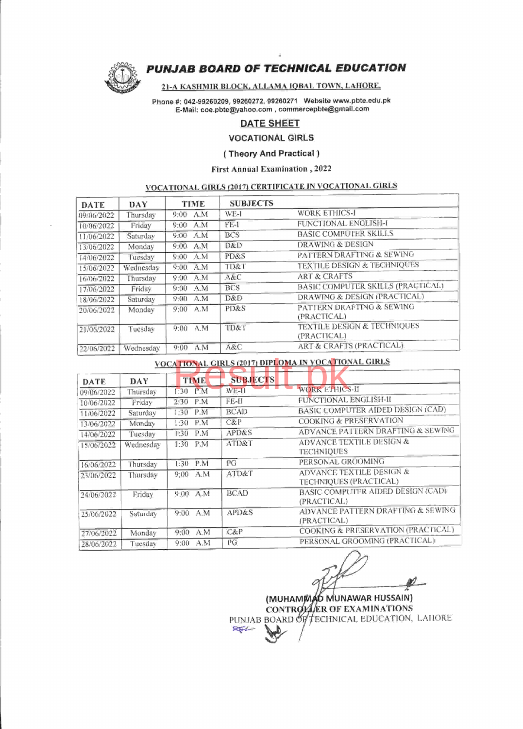# PUNJAB BOARD OF TECHNICAL EDUCATION

**21-A KASHMIR BLOCK, ALLAMA IQBAL TOWN, LAHORE.**

Phone #: 042-99260209, 99260272, 99260271 Website www.pbte.edu.pk
E-Mail: coe.pbte@yahoo.com , commercepbte@gmail.com

## DATE SHEET

### VOCATIONAL GIRLS

### ( Theory And Practical )

**First Annual Examination , 2022**

**VOCATIONAL GIRLS (2017) CERTIFICATE IN VOCATIONAL GIRLS**

| DATE | DAY | TIME | SUBJECTS | |
|---|---|---|---|---|
| 09/06/2022 | Thursday | 9:00 A.M | WE-I | WORK ETHICS-I |
| 10/06/2022 | Friday | 9:00 A.M | FE-I | FUNCTIONAL ENGLISH-I |
| 11/06/2022 | Saturday | 9:00 A.M | BCS | BASIC COMPUTER SKILLS |
| 13/06/2022 | Monday | 9:00 A.M | D&D | DRAWING & DESIGN |
| 14/06/2022 | Tuesday | 9:00 A.M | PD&S | PATTERN DRAFTING & SEWING |
| 15/06/2022 | Wednesday | 9:00 A.M | TD&T | TEXTILE DESIGN & TECHNIQUES |
| 16/06/2022 | Thursday | 9:00 A.M | A&C | ART & CRAFTS |
| 17/06/2022 | Friday | 9:00 A.M | BCS | BASIC COMPUTER SKILLS (PRACTICAL) |
| 18/06/2022 | Saturday | 9:00 A.M | D&D | DRAWING & DESIGN (PRACTICAL) |
| 20/06/2022 | Monday | 9:00 A.M | PD&S | PATTERN DRAFTING & SEWING (PRACTICAL) |
| 21/06/2022 | Tuesday | 9:00 A.M | TD&T | TEXTILE DESIGN & TECHNIQUES (PRACTICAL) |
| 22/06/2022 | Wednesday | 9:00 A.M | A&C | ART & CRAFTS (PRACTICAL) |

**VOCATIONAL GIRLS (2017) DIPLOMA IN VOCATIONAL GIRLS**

| DATE | DAY | TIME | SUBJECTS | |
|---|---|---|---|---|
| 09/06/2022 | Thursday | 1:30 P.M | WE-II | WORK ETHICS-II |
| 10/06/2022 | Friday | 2:30 P.M | FE-II | FUNCTIONAL ENGLISH-II |
| 11/06/2022 | Saturday | 1:30 P.M | BCAD | BASIC COMPUTER AIDED DESIGN (CAD) |
| 13/06/2022 | Monday | 1:30 P.M | C&P | COOKING & PRESERVATION |
| 14/06/2022 | Tuesday | 1:30 P.M | APD&S | ADVANCE PATTERN DRAFTING & SEWING |
| 15/06/2022 | Wednesday | 1:30 P.M | ATD&T | ADVANCE TEXTILE DESIGN & TECHNIQUES |
| 16/06/2022 | Thursday | 1:30 P.M | PG | PERSONAL GROOMING |
| 23/06/2022 | Thursday | 9:00 A.M | ATD&T | ADVANCE TEXTILE DESIGN & TECHNIQUES (PRACTICAL) |
| 24/06/2022 | Friday | 9:00 A.M | BCAD | BASIC COMPUTER AIDED DESIGN (CAD) (PRACTICAL) |
| 25/06/2022 | Saturday | 9:00 A.M | APD&S | ADVANCE PATTERN DRAFTING & SEWING (PRACTICAL) |
| 27/06/2022 | Monday | 9:00 A.M | C&P | COOKING & PRESERVATION (PRACTICAL) |
| 28/06/2022 | Tuesday | 9:00 A.M | PG | PERSONAL GROOMING (PRACTICAL) |

**(MUHAMMAD MUNAWAR HUSSAIN)**
**CONTROLLER OF EXAMINATIONS**
PUNJAB BOARD OF TECHNICAL EDUCATION, LAHORE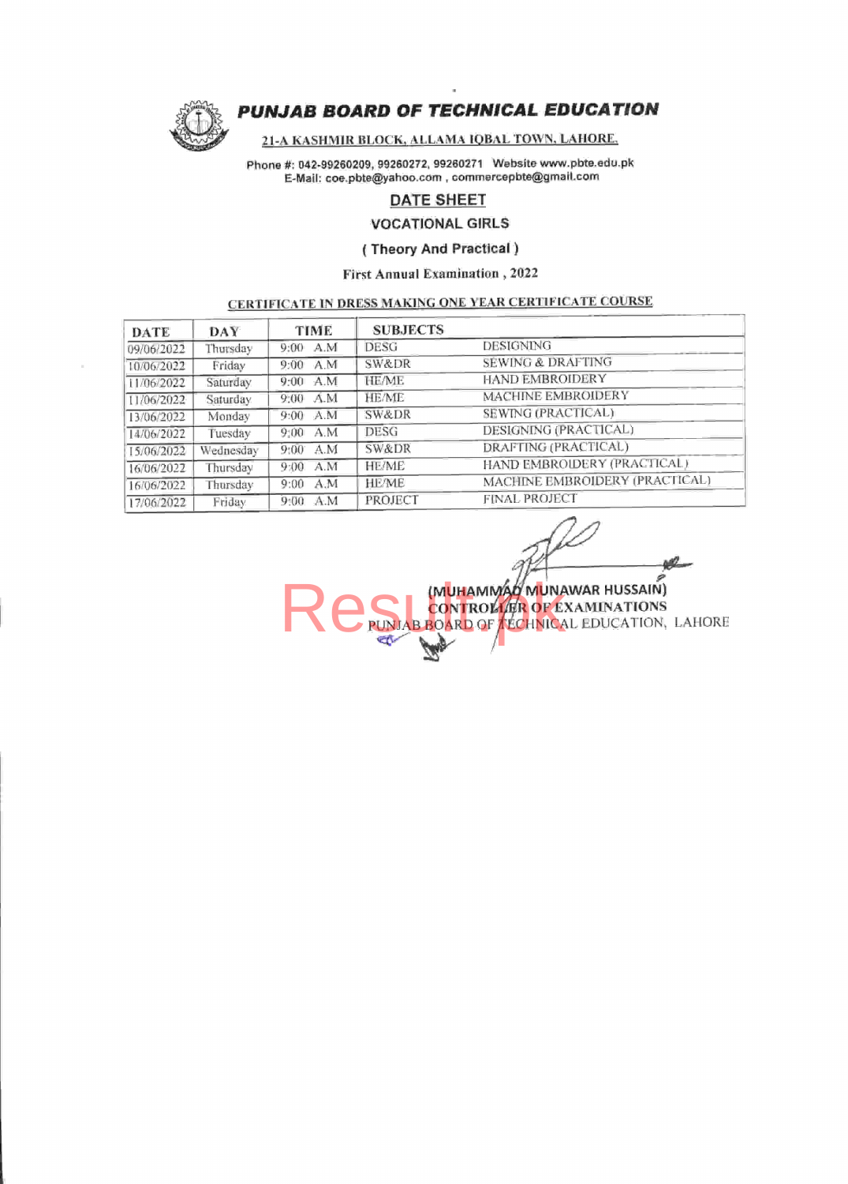# PUNJAB BOARD OF TECHNICAL EDUCATION

21-A KASHMIR BLOCK, ALLAMA IQBAL TOWN, LAHORE.

Phone #: 042-99260209, 99260272, 99260271 Website www.pbte.edu.pk
E-Mail: coe.pbte@yahoo.com , commercepbte@gmail.com

## DATE SHEET

### VOCATIONAL GIRLS

( Theory And Practical )

First Annual Examination , 2022

CERTIFICATE IN DRESS MAKING ONE YEAR CERTIFICATE COURSE

| DATE | DAY | TIME | SUBJECTS | |
|---|---|---|---|---|
| 09/06/2022 | Thursday | 9:00 A.M | DESG | DESIGNING |
| 10/06/2022 | Friday | 9:00 A.M | SW&DR | SEWING & DRAFTING |
| 11/06/2022 | Saturday | 9:00 A.M | HE/ME | HAND EMBROIDERY |
| 11/06/2022 | Saturday | 9:00 A.M | HE/ME | MACHINE EMBROIDERY |
| 13/06/2022 | Monday | 9:00 A.M | SW&DR | SEWING (PRACTICAL) |
| 14/06/2022 | Tuesday | 9:00 A.M | DESG | DESIGNING (PRACTICAL) |
| 15/06/2022 | Wednesday | 9:00 A.M | SW&DR | DRAFTING (PRACTICAL) |
| 16/06/2022 | Thursday | 9:00 A.M | HE/ME | HAND EMBROIDERY (PRACTICAL) |
| 16/06/2022 | Thursday | 9:00 A.M | HE/ME | MACHINE EMBROIDERY (PRACTICAL) |
| 17/06/2022 | Friday | 9:00 A.M | PROJECT | FINAL PROJECT |

(MUHAMMAD MUNAWAR HUSSAIN)
CONTROLLER OF EXAMINATIONS
PUNJAB BOARD OF TECHNICAL EDUCATION, LAHORE